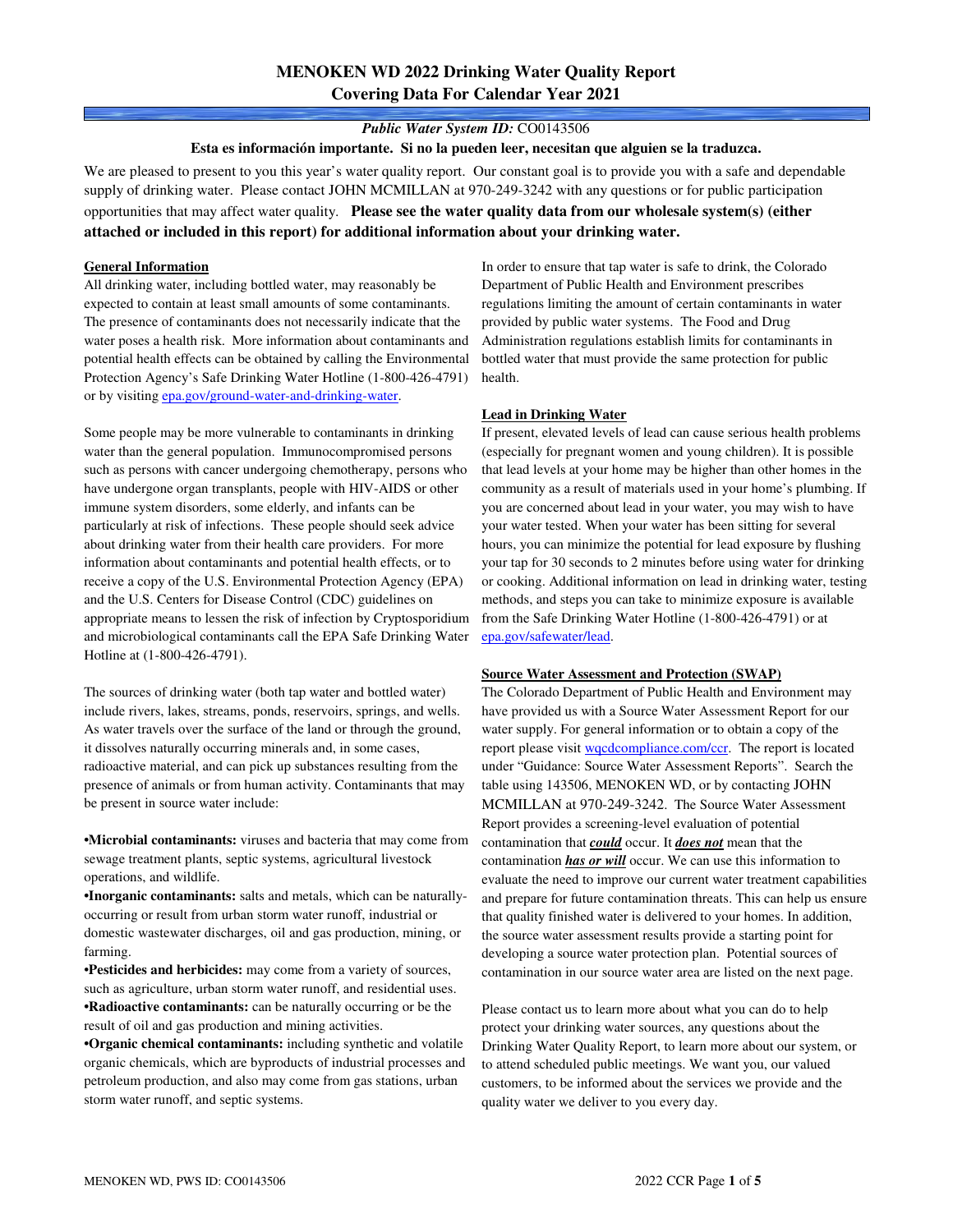# MENOKEN WD 2022 Drinking Water Quality Report
## Covering Data For Calendar Year 2021

***Public Water System ID:*** CO0143506

**Esta es información importante. Si no la pueden leer, necesitan que alguien se la traduzca.**

We are pleased to present to you this year's water quality report. Our constant goal is to provide you with a safe and dependable supply of drinking water. Please contact JOHN MCMILLAN at 970-249-3242 with any questions or for public participation opportunities that may affect water quality. **Please see the water quality data from our wholesale system(s) (either attached or included in this report) for additional information about your drinking water.**

**General Information**

All drinking water, including bottled water, may reasonably be expected to contain at least small amounts of some contaminants. The presence of contaminants does not necessarily indicate that the water poses a health risk. More information about contaminants and potential health effects can be obtained by calling the Environmental Protection Agency's Safe Drinking Water Hotline (1-800-426-4791) or by visiting epa.gov/ground-water-and-drinking-water.

Some people may be more vulnerable to contaminants in drinking water than the general population. Immunocompromised persons such as persons with cancer undergoing chemotherapy, persons who have undergone organ transplants, people with HIV-AIDS or other immune system disorders, some elderly, and infants can be particularly at risk of infections. These people should seek advice about drinking water from their health care providers. For more information about contaminants and potential health effects, or to receive a copy of the U.S. Environmental Protection Agency (EPA) and the U.S. Centers for Disease Control (CDC) guidelines on appropriate means to lessen the risk of infection by Cryptosporidium and microbiological contaminants call the EPA Safe Drinking Water Hotline at (1-800-426-4791).

The sources of drinking water (both tap water and bottled water) include rivers, lakes, streams, ponds, reservoirs, springs, and wells. As water travels over the surface of the land or through the ground, it dissolves naturally occurring minerals and, in some cases, radioactive material, and can pick up substances resulting from the presence of animals or from human activity. Contaminants that may be present in source water include:

- **Microbial contaminants:** viruses and bacteria that may come from sewage treatment plants, septic systems, agricultural livestock operations, and wildlife.
- **Inorganic contaminants:** salts and metals, which can be naturally-occurring or result from urban storm water runoff, industrial or domestic wastewater discharges, oil and gas production, mining, or farming.
- **Pesticides and herbicides:** may come from a variety of sources, such as agriculture, urban storm water runoff, and residential uses.
- **Radioactive contaminants:** can be naturally occurring or be the result of oil and gas production and mining activities.
- **Organic chemical contaminants:** including synthetic and volatile organic chemicals, which are byproducts of industrial processes and petroleum production, and also may come from gas stations, urban storm water runoff, and septic systems.

In order to ensure that tap water is safe to drink, the Colorado Department of Public Health and Environment prescribes regulations limiting the amount of certain contaminants in water provided by public water systems. The Food and Drug Administration regulations establish limits for contaminants in bottled water that must provide the same protection for public health.

**Lead in Drinking Water**

If present, elevated levels of lead can cause serious health problems (especially for pregnant women and young children). It is possible that lead levels at your home may be higher than other homes in the community as a result of materials used in your home's plumbing. If you are concerned about lead in your water, you may wish to have your water tested. When your water has been sitting for several hours, you can minimize the potential for lead exposure by flushing your tap for 30 seconds to 2 minutes before using water for drinking or cooking. Additional information on lead in drinking water, testing methods, and steps you can take to minimize exposure is available from the Safe Drinking Water Hotline (1-800-426-4791) or at epa.gov/safewater/lead.

**Source Water Assessment and Protection (SWAP)**

The Colorado Department of Public Health and Environment may have provided us with a Source Water Assessment Report for our water supply. For general information or to obtain a copy of the report please visit wqcdcompliance.com/ccr. The report is located under "Guidance: Source Water Assessment Reports". Search the table using 143506, MENOKEN WD, or by contacting JOHN MCMILLAN at 970-249-3242. The Source Water Assessment Report provides a screening-level evaluation of potential contamination that ***could*** occur. It ***does not*** mean that the contamination ***has or will*** occur. We can use this information to evaluate the need to improve our current water treatment capabilities and prepare for future contamination threats. This can help us ensure that quality finished water is delivered to your homes. In addition, the source water assessment results provide a starting point for developing a source water protection plan. Potential sources of contamination in our source water area are listed on the next page.

Please contact us to learn more about what you can do to help protect your drinking water sources, any questions about the Drinking Water Quality Report, to learn more about our system, or to attend scheduled public meetings. We want you, our valued customers, to be informed about the services we provide and the quality water we deliver to you every day.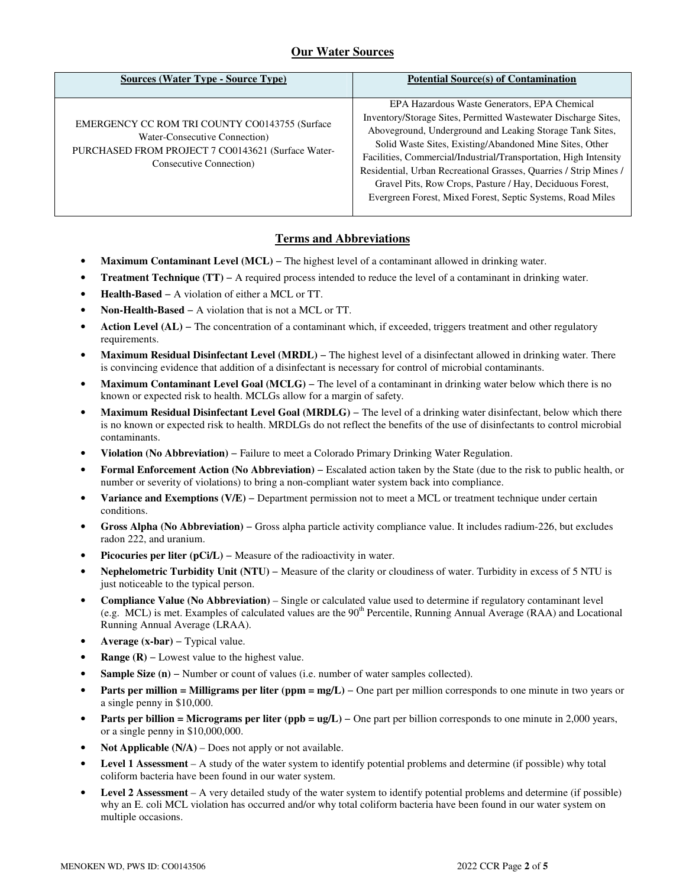## Our Water Sources

| Sources (Water Type - Source Type) | Potential Source(s) of Contamination |
|---|---|
| EMERGENCY CC ROM TRI COUNTY CO0143755 (Surface Water-Consecutive Connection)<br>PURCHASED FROM PROJECT 7 CO0143621 (Surface Water-Consecutive Connection) | EPA Hazardous Waste Generators, EPA Chemical Inventory/Storage Sites, Permitted Wastewater Discharge Sites, Aboveground, Underground and Leaking Storage Tank Sites, Solid Waste Sites, Existing/Abandoned Mine Sites, Other Facilities, Commercial/Industrial/Transportation, High Intensity Residential, Urban Recreational Grasses, Quarries / Strip Mines / Gravel Pits, Row Crops, Pasture / Hay, Deciduous Forest, Evergreen Forest, Mixed Forest, Septic Systems, Road Miles |

## Terms and Abbreviations

- **Maximum Contaminant Level (MCL) –** The highest level of a contaminant allowed in drinking water.
- **Treatment Technique (TT) –** A required process intended to reduce the level of a contaminant in drinking water.
- **Health-Based –** A violation of either a MCL or TT.
- **Non-Health-Based –** A violation that is not a MCL or TT.
- **Action Level (AL) –** The concentration of a contaminant which, if exceeded, triggers treatment and other regulatory requirements.
- **Maximum Residual Disinfectant Level (MRDL) –** The highest level of a disinfectant allowed in drinking water. There is convincing evidence that addition of a disinfectant is necessary for control of microbial contaminants.
- **Maximum Contaminant Level Goal (MCLG) –** The level of a contaminant in drinking water below which there is no known or expected risk to health. MCLGs allow for a margin of safety.
- **Maximum Residual Disinfectant Level Goal (MRDLG) –** The level of a drinking water disinfectant, below which there is no known or expected risk to health. MRDLGs do not reflect the benefits of the use of disinfectants to control microbial contaminants.
- **Violation (No Abbreviation) –** Failure to meet a Colorado Primary Drinking Water Regulation.
- **Formal Enforcement Action (No Abbreviation) –** Escalated action taken by the State (due to the risk to public health, or number or severity of violations) to bring a non-compliant water system back into compliance.
- **Variance and Exemptions (V/E) –** Department permission not to meet a MCL or treatment technique under certain conditions.
- **Gross Alpha (No Abbreviation) –** Gross alpha particle activity compliance value. It includes radium-226, but excludes radon 222, and uranium.
- **Picocuries per liter (pCi/L) –** Measure of the radioactivity in water.
- **Nephelometric Turbidity Unit (NTU) –** Measure of the clarity or cloudiness of water. Turbidity in excess of 5 NTU is just noticeable to the typical person.
- **Compliance Value (No Abbreviation)** – Single or calculated value used to determine if regulatory contaminant level (e.g. MCL) is met. Examples of calculated values are the 90th Percentile, Running Annual Average (RAA) and Locational Running Annual Average (LRAA).
- **Average (x-bar) –** Typical value.
- **Range (R) –** Lowest value to the highest value.
- **Sample Size (n) –** Number or count of values (i.e. number of water samples collected).
- **Parts per million = Milligrams per liter (ppm = mg/L) –** One part per million corresponds to one minute in two years or a single penny in $10,000.
- **Parts per billion = Micrograms per liter (ppb = ug/L) –** One part per billion corresponds to one minute in 2,000 years, or a single penny in $10,000,000.
- **Not Applicable (N/A)** – Does not apply or not available.
- **Level 1 Assessment** – A study of the water system to identify potential problems and determine (if possible) why total coliform bacteria have been found in our water system.
- **Level 2 Assessment** – A very detailed study of the water system to identify potential problems and determine (if possible) why an E. coli MCL violation has occurred and/or why total coliform bacteria have been found in our water system on multiple occasions.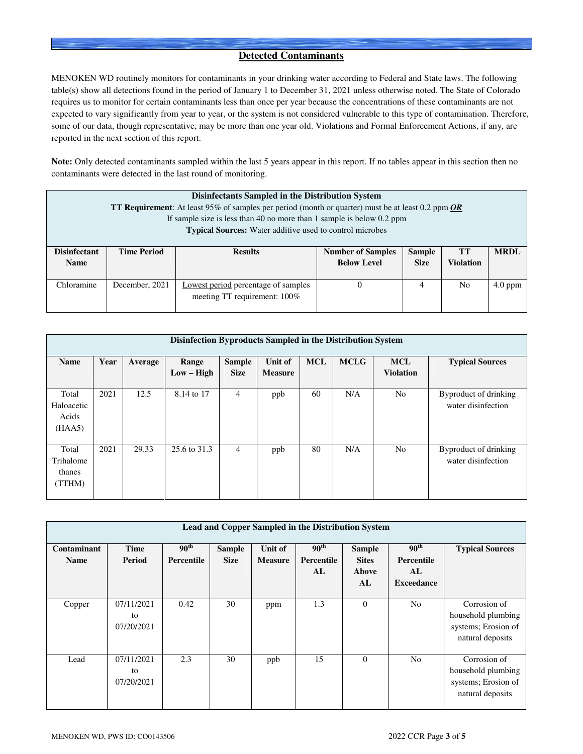## Detected Contaminants

MENOKEN WD routinely monitors for contaminants in your drinking water according to Federal and State laws. The following table(s) show all detections found in the period of January 1 to December 31, 2021 unless otherwise noted. The State of Colorado requires us to monitor for certain contaminants less than once per year because the concentrations of these contaminants are not expected to vary significantly from year to year, or the system is not considered vulnerable to this type of contamination. Therefore, some of our data, though representative, may be more than one year old. Violations and Formal Enforcement Actions, if any, are reported in the next section of this report.

**Note:** Only detected contaminants sampled within the last 5 years appear in this report. If no tables appear in this section then no contaminants were detected in the last round of monitoring.

**Disinfectants Sampled in the Distribution System**
**TT Requirement**: At least 95% of samples per period (month or quarter) must be at least 0.2 ppm ***OR***
If sample size is less than 40 no more than 1 sample is below 0.2 ppm
**Typical Sources:** Water additive used to control microbes

| Disinfectant Name | Time Period | Results | Number of Samples Below Level | Sample Size | TT Violation | MRDL |
|---|---|---|---|---|---|---|
| Chloramine | December, 2021 | Lowest period percentage of samples meeting TT requirement: 100% | 0 | 4 | No | 4.0 ppm |

**Disinfection Byproducts Sampled in the Distribution System**

| Name | Year | Average | Range Low – High | Sample Size | Unit of Measure | MCL | MCLG | MCL Violation | Typical Sources |
|---|---|---|---|---|---|---|---|---|---|
| Total Haloacetic Acids (HAA5) | 2021 | 12.5 | 8.14 to 17 | 4 | ppb | 60 | N/A | No | Byproduct of drinking water disinfection |
| Total Trihalomethanes (TTHM) | 2021 | 29.33 | 25.6 to 31.3 | 4 | ppb | 80 | N/A | No | Byproduct of drinking water disinfection |

**Lead and Copper Sampled in the Distribution System**

| Contaminant Name | Time Period | 90th Percentile | Sample Size | Unit of Measure | 90th Percentile AL | Sample Sites Above AL | 90th Percentile AL Exceedance | Typical Sources |
|---|---|---|---|---|---|---|---|---|
| Copper | 07/11/2021 to 07/20/2021 | 0.42 | 30 | ppm | 1.3 | 0 | No | Corrosion of household plumbing systems; Erosion of natural deposits |
| Lead | 07/11/2021 to 07/20/2021 | 2.3 | 30 | ppb | 15 | 0 | No | Corrosion of household plumbing systems; Erosion of natural deposits |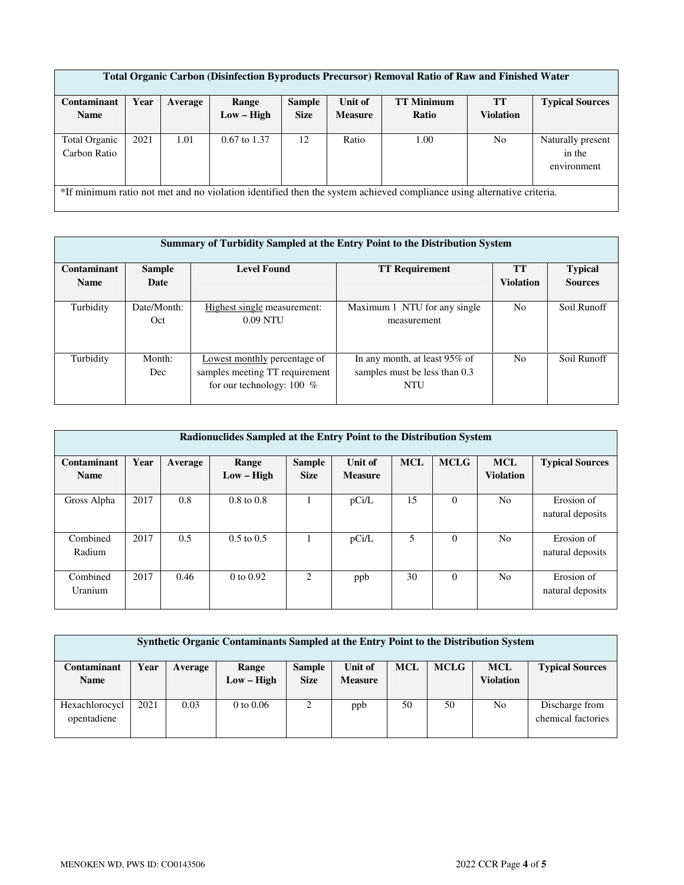| Total Organic Carbon (Disinfection Byproducts Precursor) Removal Ratio of Raw and Finished Water | | | | | | | | |
|---|---|---|---|---|---|---|---|---|
| **Contaminant Name** | **Year** | **Average** | **Range Low – High** | **Sample Size** | **Unit of Measure** | **TT Minimum Ratio** | **TT Violation** | **Typical Sources** |
| Total Organic Carbon Ratio | 2021 | 1.01 | 0.67 to 1.37 | 12 | Ratio | 1.00 | No | Naturally present in the environment |
| *If minimum ratio not met and no violation identified then the system achieved compliance using alternative criteria. | | | | | | | | |

| Summary of Turbidity Sampled at the Entry Point to the Distribution System | | | | | |
|---|---|---|---|---|---|
| **Contaminant Name** | **Sample Date** | **Level Found** | **TT Requirement** | **TT Violation** | **Typical Sources** |
| Turbidity | Date/Month: Oct | Highest single measurement: 0.09 NTU | Maximum 1 NTU for any single measurement | No | Soil Runoff |
| Turbidity | Month: Dec | Lowest monthly percentage of samples meeting TT requirement for our technology: 100 % | In any month, at least 95% of samples must be less than 0.3 NTU | No | Soil Runoff |

| Radionuclides Sampled at the Entry Point to the Distribution System | | | | | | | | | |
|---|---|---|---|---|---|---|---|---|---|
| **Contaminant Name** | **Year** | **Average** | **Range Low – High** | **Sample Size** | **Unit of Measure** | **MCL** | **MCLG** | **MCL Violation** | **Typical Sources** |
| Gross Alpha | 2017 | 0.8 | 0.8 to 0.8 | 1 | pCi/L | 15 | 0 | No | Erosion of natural deposits |
| Combined Radium | 2017 | 0.5 | 0.5 to 0.5 | 1 | pCi/L | 5 | 0 | No | Erosion of natural deposits |
| Combined Uranium | 2017 | 0.46 | 0 to 0.92 | 2 | ppb | 30 | 0 | No | Erosion of natural deposits |

| Synthetic Organic Contaminants Sampled at the Entry Point to the Distribution System | | | | | | | | | |
|---|---|---|---|---|---|---|---|---|---|
| **Contaminant Name** | **Year** | **Average** | **Range Low – High** | **Sample Size** | **Unit of Measure** | **MCL** | **MCLG** | **MCL Violation** | **Typical Sources** |
| Hexachlorocyclopentadiene | 2021 | 0.03 | 0 to 0.06 | 2 | ppb | 50 | 50 | No | Discharge from chemical factories |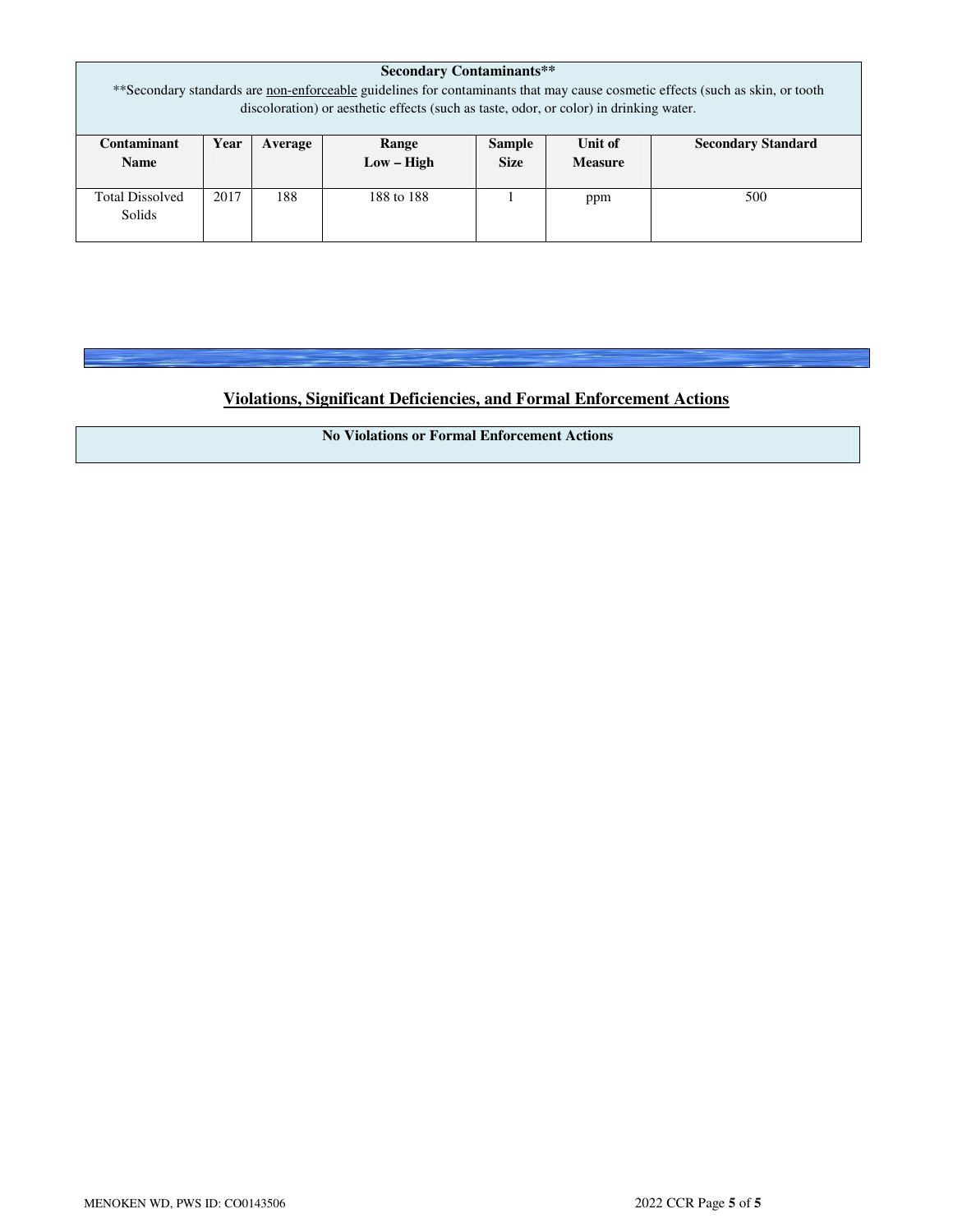| Secondary Contaminants** | | | | | | |
|---|---|---|---|---|---|---|
| **Secondary standards are non-enforceable guidelines for contaminants that may cause cosmetic effects (such as skin, or tooth discoloration) or aesthetic effects (such as taste, odor, or color) in drinking water. | | | | | | |
| **Contaminant Name** | **Year** | **Average** | **Range Low – High** | **Sample Size** | **Unit of Measure** | **Secondary Standard** |
| Total Dissolved Solids | 2017 | 188 | 188 to 188 | 1 | ppm | 500 |

## Violations, Significant Deficiencies, and Formal Enforcement Actions

**No Violations or Formal Enforcement Actions**

MENOKEN WD, PWS ID: CO0143506